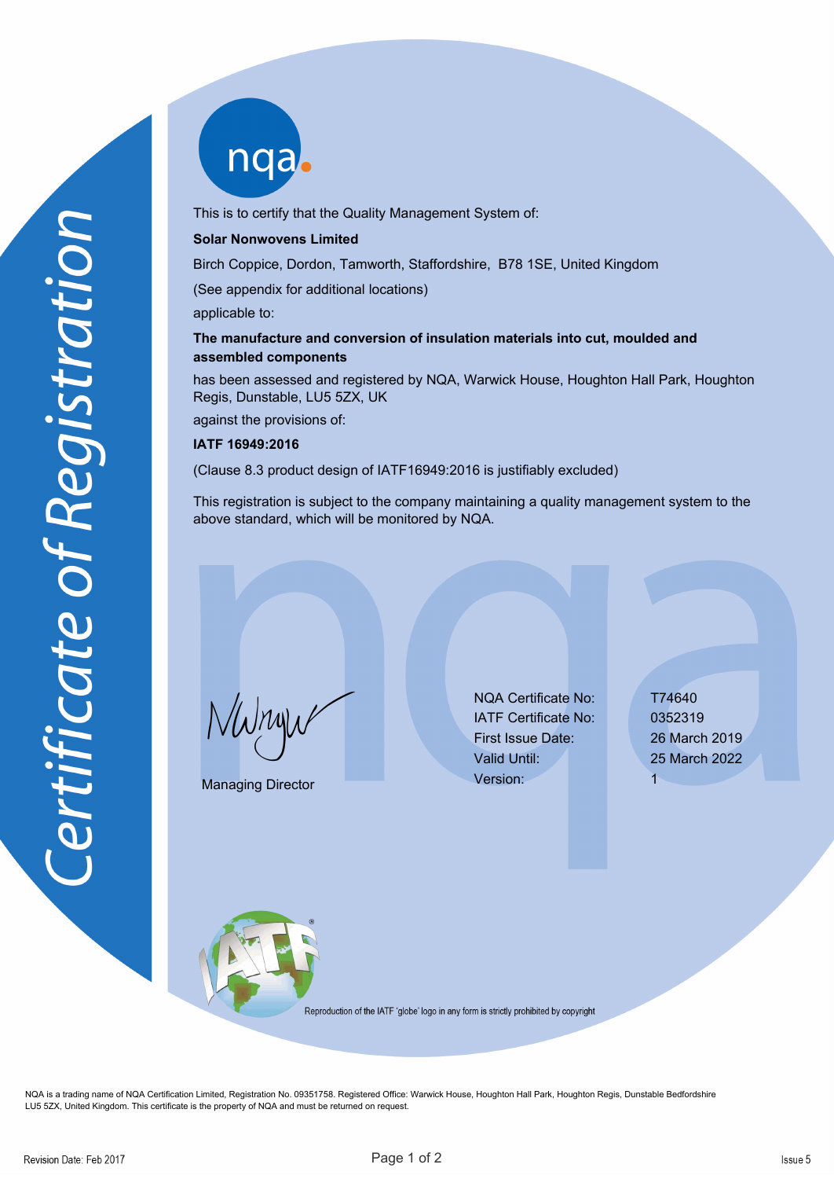# Certificate of Registration

nqa

This is to certify that the Quality Management System of:

**Solar Nonwovens Limited**

Birch Coppice, Dordon, Tamworth, Staffordshire, B78 1SE, United Kingdom

(See appendix for additional locations)

applicable to:

**The manufacture and conversion of insulation materials into cut, moulded and assembled components**

has been assessed and registered by NQA, Warwick House, Houghton Hall Park, Houghton Regis, Dunstable, LU5 5ZX, UK

against the provisions of:

**IATF 16949:2016**

(Clause 8.3 product design of IATF16949:2016 is justifiably excluded)

This registration is subject to the company maintaining a quality management system to the above standard, which will be monitored by NQA.

Managing Director

| | |
|---|---|
| NQA Certificate No: | T74640 |
| IATF Certificate No: | 0352319 |
| First Issue Date: | 26 March 2019 |
| Valid Until: | 25 March 2022 |
| Version: | 1 |

Reproduction of the IATF 'globe' logo in any form is strictly prohibited by copyright

NQA is a trading name of NQA Certification Limited, Registration No. 09351758. Registered Office: Warwick House, Houghton Hall Park, Houghton Regis, Dunstable Bedfordshire LU5 5ZX, United Kingdom. This certificate is the property of NQA and must be returned on request.

Revision Date: Feb 2017

Issue 5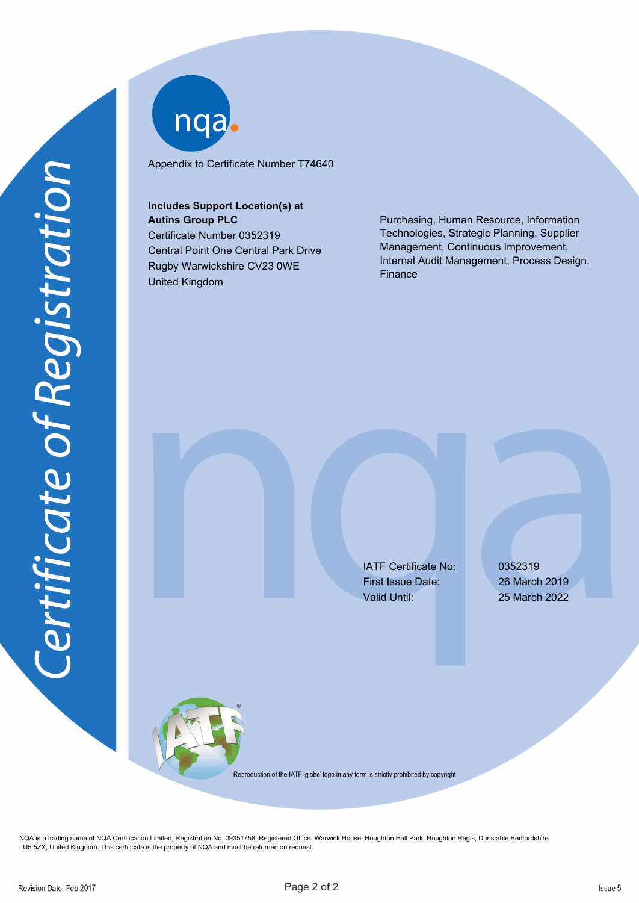Certificate of Registration

nqa

Appendix to Certificate Number T74640

**Includes Support Location(s) at**
**Autins Group PLC**
Certificate Number 0352319
Central Point One Central Park Drive
Rugby Warwickshire CV23 0WE
United Kingdom

Purchasing, Human Resource, Information Technologies, Strategic Planning, Supplier Management, Continuous Improvement, Internal Audit Management, Process Design, Finance

| | |
|---|---|
| IATF Certificate No: | 0352319 |
| First Issue Date: | 26 March 2019 |
| Valid Until: | 25 March 2022 |

Reproduction of the IATF 'globe' logo in any form is strictly prohibited by copyright

NQA is a trading name of NQA Certification Limited, Registration No. 09351758. Registered Office: Warwick House, Houghton Hall Park, Houghton Regis, Dunstable Bedfordshire LU5 5ZX, United Kingdom. This certificate is the property of NQA and must be returned on request.

Revision Date: Feb 2017

Issue 5